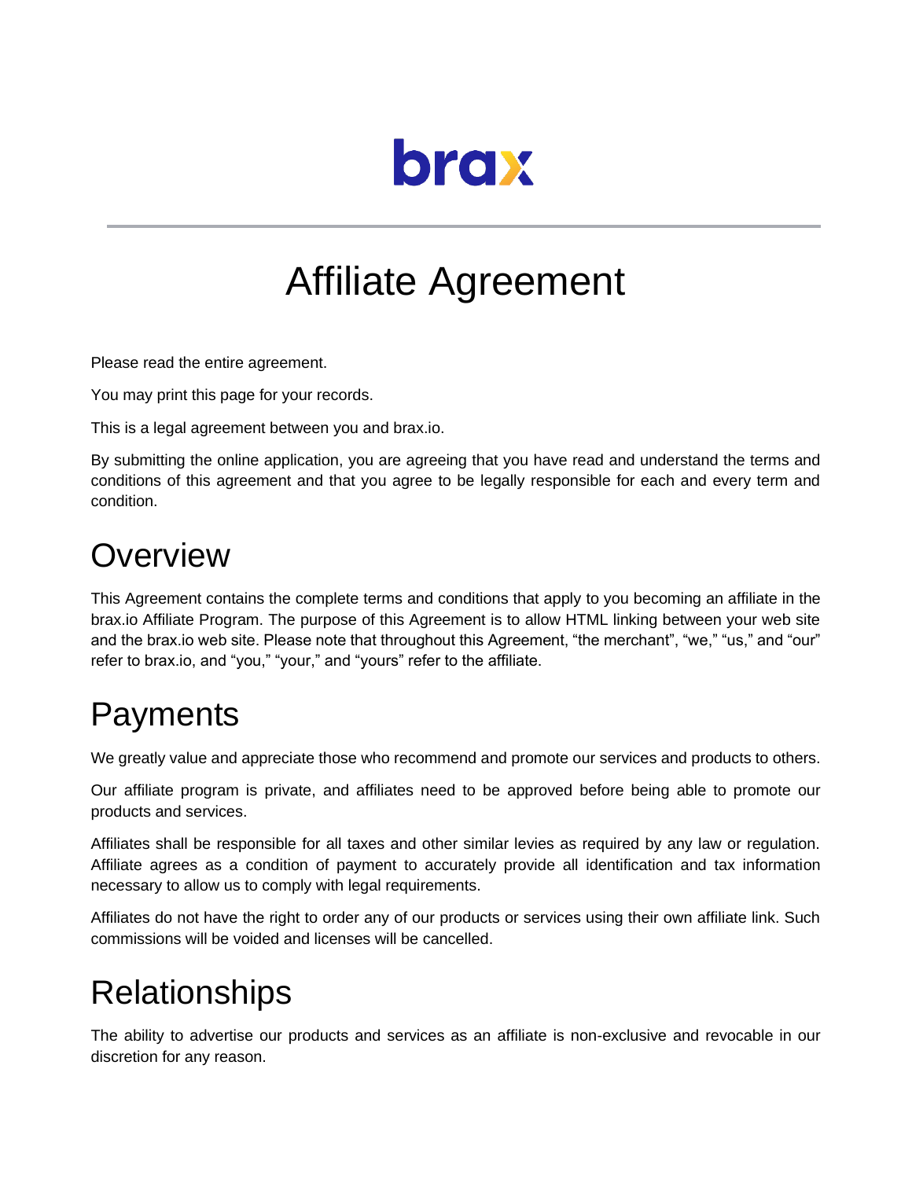brax

# Affiliate Agreement

Please read the entire agreement.

You may print this page for your records.

This is a legal agreement between you and brax.io.

By submitting the online application, you are agreeing that you have read and understand the terms and conditions of this agreement and that you agree to be legally responsible for each and every term and condition.

## Overview

This Agreement contains the complete terms and conditions that apply to you becoming an affiliate in the brax.io Affiliate Program. The purpose of this Agreement is to allow HTML linking between your web site and the brax.io web site. Please note that throughout this Agreement, “the merchant”, “we,” “us,” and “our” refer to brax.io, and “you,” “your,” and “yours” refer to the affiliate.

## Payments

We greatly value and appreciate those who recommend and promote our services and products to others.

Our affiliate program is private, and affiliates need to be approved before being able to promote our products and services.

Affiliates shall be responsible for all taxes and other similar levies as required by any law or regulation. Affiliate agrees as a condition of payment to accurately provide all identification and tax information necessary to allow us to comply with legal requirements.

Affiliates do not have the right to order any of our products or services using their own affiliate link. Such commissions will be voided and licenses will be cancelled.

## Relationships

The ability to advertise our products and services as an affiliate is non-exclusive and revocable in our discretion for any reason.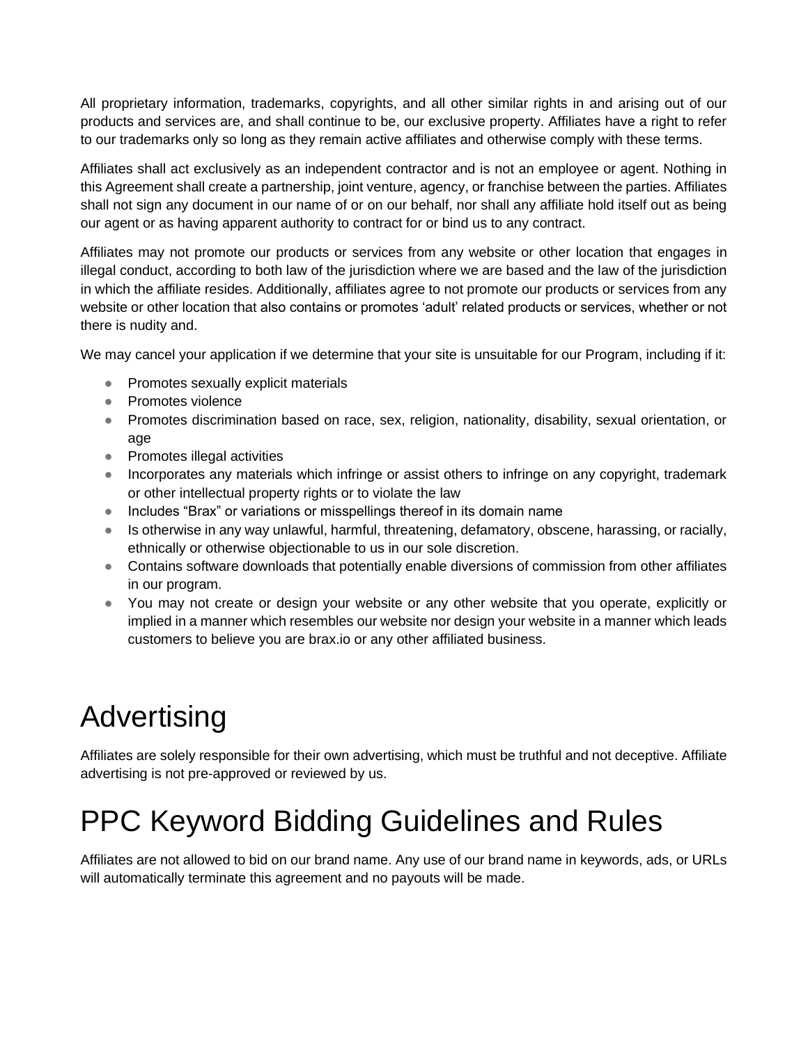All proprietary information, trademarks, copyrights, and all other similar rights in and arising out of our products and services are, and shall continue to be, our exclusive property. Affiliates have a right to refer to our trademarks only so long as they remain active affiliates and otherwise comply with these terms.

Affiliates shall act exclusively as an independent contractor and is not an employee or agent. Nothing in this Agreement shall create a partnership, joint venture, agency, or franchise between the parties. Affiliates shall not sign any document in our name of or on our behalf, nor shall any affiliate hold itself out as being our agent or as having apparent authority to contract for or bind us to any contract.

Affiliates may not promote our products or services from any website or other location that engages in illegal conduct, according to both law of the jurisdiction where we are based and the law of the jurisdiction in which the affiliate resides. Additionally, affiliates agree to not promote our products or services from any website or other location that also contains or promotes 'adult' related products or services, whether or not there is nudity and.

We may cancel your application if we determine that your site is unsuitable for our Program, including if it:

- Promotes sexually explicit materials
- Promotes violence
- Promotes discrimination based on race, sex, religion, nationality, disability, sexual orientation, or age
- Promotes illegal activities
- Incorporates any materials which infringe or assist others to infringe on any copyright, trademark or other intellectual property rights or to violate the law
- Includes "Brax" or variations or misspellings thereof in its domain name
- Is otherwise in any way unlawful, harmful, threatening, defamatory, obscene, harassing, or racially, ethnically or otherwise objectionable to us in our sole discretion.
- Contains software downloads that potentially enable diversions of commission from other affiliates in our program.
- You may not create or design your website or any other website that you operate, explicitly or implied in a manner which resembles our website nor design your website in a manner which leads customers to believe you are brax.io or any other affiliated business.

# Advertising

Affiliates are solely responsible for their own advertising, which must be truthful and not deceptive. Affiliate advertising is not pre-approved or reviewed by us.

# PPC Keyword Bidding Guidelines and Rules

Affiliates are not allowed to bid on our brand name. Any use of our brand name in keywords, ads, or URLs will automatically terminate this agreement and no payouts will be made.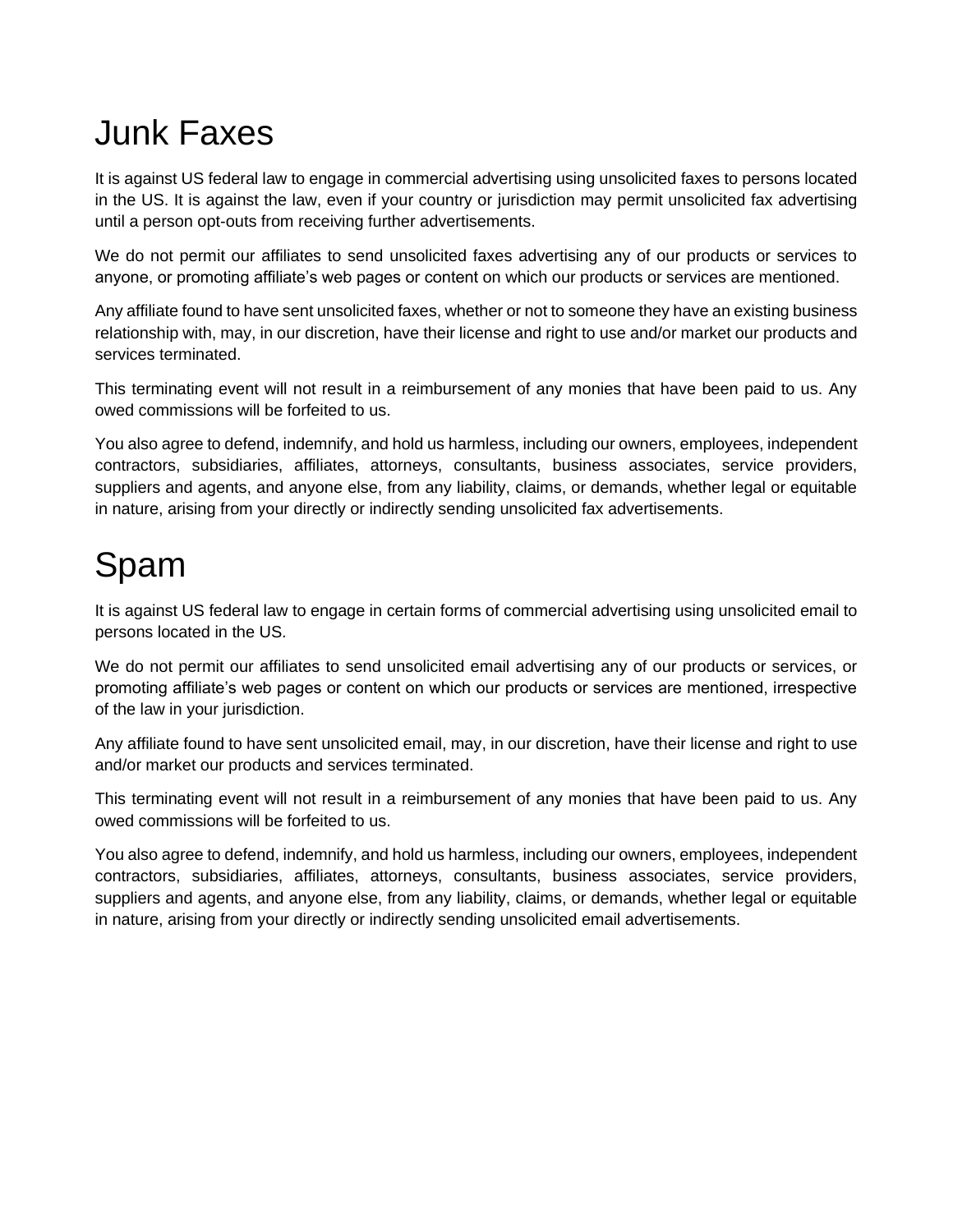# Junk Faxes

It is against US federal law to engage in commercial advertising using unsolicited faxes to persons located in the US. It is against the law, even if your country or jurisdiction may permit unsolicited fax advertising until a person opt-outs from receiving further advertisements.

We do not permit our affiliates to send unsolicited faxes advertising any of our products or services to anyone, or promoting affiliate's web pages or content on which our products or services are mentioned.

Any affiliate found to have sent unsolicited faxes, whether or not to someone they have an existing business relationship with, may, in our discretion, have their license and right to use and/or market our products and services terminated.

This terminating event will not result in a reimbursement of any monies that have been paid to us. Any owed commissions will be forfeited to us.

You also agree to defend, indemnify, and hold us harmless, including our owners, employees, independent contractors, subsidiaries, affiliates, attorneys, consultants, business associates, service providers, suppliers and agents, and anyone else, from any liability, claims, or demands, whether legal or equitable in nature, arising from your directly or indirectly sending unsolicited fax advertisements.

# Spam

It is against US federal law to engage in certain forms of commercial advertising using unsolicited email to persons located in the US.

We do not permit our affiliates to send unsolicited email advertising any of our products or services, or promoting affiliate's web pages or content on which our products or services are mentioned, irrespective of the law in your jurisdiction.

Any affiliate found to have sent unsolicited email, may, in our discretion, have their license and right to use and/or market our products and services terminated.

This terminating event will not result in a reimbursement of any monies that have been paid to us. Any owed commissions will be forfeited to us.

You also agree to defend, indemnify, and hold us harmless, including our owners, employees, independent contractors, subsidiaries, affiliates, attorneys, consultants, business associates, service providers, suppliers and agents, and anyone else, from any liability, claims, or demands, whether legal or equitable in nature, arising from your directly or indirectly sending unsolicited email advertisements.